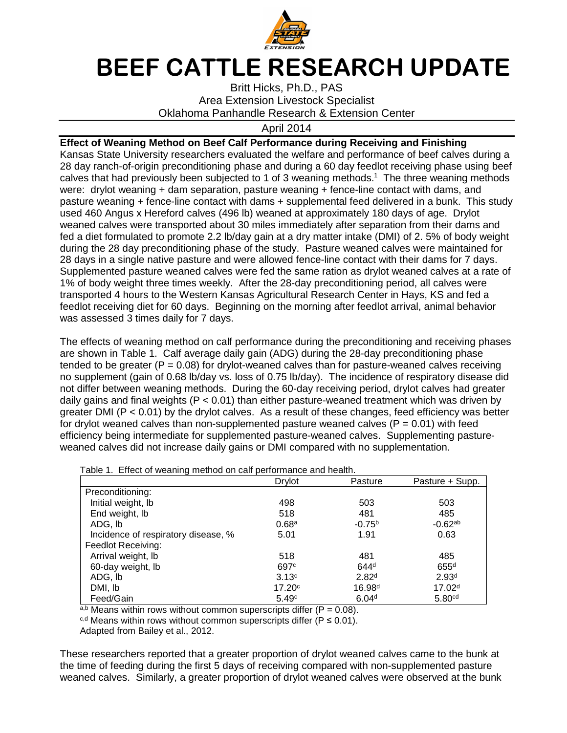# BEEF CATTLE RESEARCH UPDATE

Britt Hicks, Ph.D., PAS
Area Extension Livestock Specialist
Oklahoma Panhandle Research & Extension Center

April 2014

**Effect of Weaning Method on Beef Calf Performance during Receiving and Finishing**

Kansas State University researchers evaluated the welfare and performance of beef calves during a 28 day ranch-of-origin preconditioning phase and during a 60 day feedlot receiving phase using beef calves that had previously been subjected to 1 of 3 weaning methods.[1] The three weaning methods were: drylot weaning + dam separation, pasture weaning + fence-line contact with dams, and pasture weaning + fence-line contact with dams + supplemental feed delivered in a bunk. This study used 460 Angus x Hereford calves (496 lb) weaned at approximately 180 days of age. Drylot weaned calves were transported about 30 miles immediately after separation from their dams and fed a diet formulated to promote 2.2 lb/day gain at a dry matter intake (DMI) of 2. 5% of body weight during the 28 day preconditioning phase of the study. Pasture weaned calves were maintained for 28 days in a single native pasture and were allowed fence-line contact with their dams for 7 days. Supplemented pasture weaned calves were fed the same ration as drylot weaned calves at a rate of 1% of body weight three times weekly. After the 28-day preconditioning period, all calves were transported 4 hours to the Western Kansas Agricultural Research Center in Hays, KS and fed a feedlot receiving diet for 60 days. Beginning on the morning after feedlot arrival, animal behavior was assessed 3 times daily for 7 days.

The effects of weaning method on calf performance during the preconditioning and receiving phases are shown in Table 1. Calf average daily gain (ADG) during the 28-day preconditioning phase tended to be greater ($P = 0.08$) for drylot-weaned calves than for pasture-weaned calves receiving no supplement (gain of 0.68 lb/day vs. loss of 0.75 lb/day). The incidence of respiratory disease did not differ between weaning methods. During the 60-day receiving period, drylot calves had greater daily gains and final weights ($P < 0.01$) than either pasture-weaned treatment which was driven by greater DMI ($P < 0.01$) by the drylot calves. As a result of these changes, feed efficiency was better for drylot weaned calves than non-supplemented pasture weaned calves ($P = 0.01$) with feed efficiency being intermediate for supplemented pasture-weaned calves. Supplementing pasture-weaned calves did not increase daily gains or DMI compared with no supplementation.

Table 1. Effect of weaning method on calf performance and health.

| | Drylot | Pasture | Pasture + Supp. |
|---|---|---|---|
| Preconditioning: | | | |
| Initial weight, lb | 498 | 503 | 503 |
| End weight, lb | 518 | 481 | 485 |
| ADG, lb | 0.68[a] | -0.75[b] | -0.62[ab] |
| Incidence of respiratory disease, % | 5.01 | 1.91 | 0.63 |
| Feedlot Receiving: | | | |
| Arrival weight, lb | 518 | 481 | 485 |
| 60-day weight, lb | 697[c] | 644[d] | 655[d] |
| ADG, lb | 3.13[c] | 2.82[d] | 2.93[d] |
| DMI, lb | 17.20[c] | 16.98[d] | 17.02[d] |
| Feed/Gain | 5.49[c] | 6.04[d] | 5.80[cd] |

[a,b] Means within rows without common superscripts differ ($P = 0.08$).
[c,d] Means within rows without common superscripts differ ($P \leq 0.01$).
Adapted from Bailey et al., 2012.

These researchers reported that a greater proportion of drylot weaned calves came to the bunk at the time of feeding during the first 5 days of receiving compared with non-supplemented pasture weaned calves. Similarly, a greater proportion of drylot weaned calves were observed at the bunk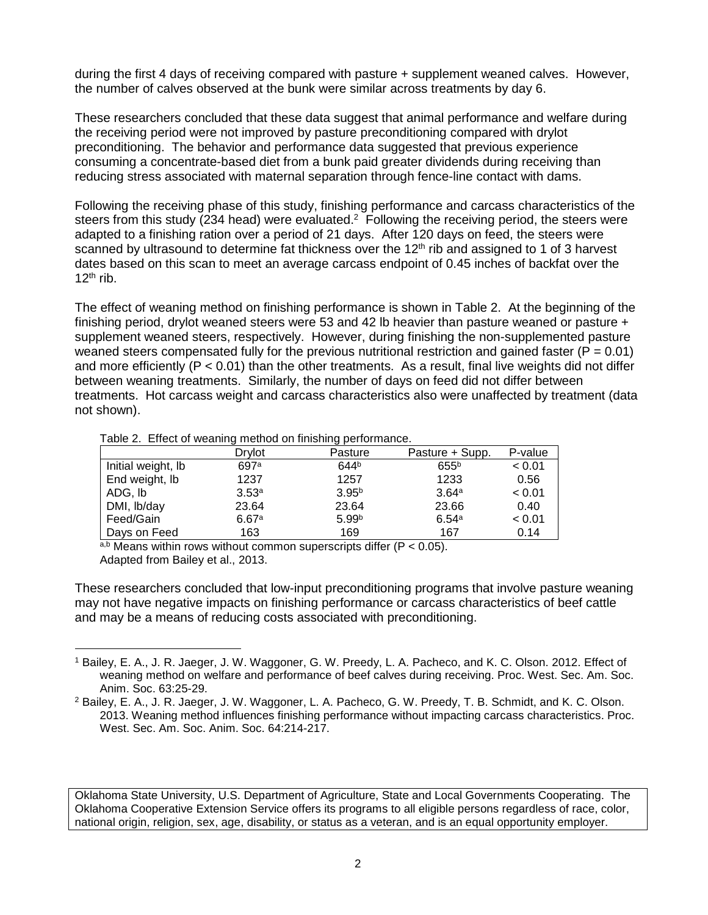during the first 4 days of receiving compared with pasture + supplement weaned calves. However, the number of calves observed at the bunk were similar across treatments by day 6.

These researchers concluded that these data suggest that animal performance and welfare during the receiving period were not improved by pasture preconditioning compared with drylot preconditioning. The behavior and performance data suggested that previous experience consuming a concentrate-based diet from a bunk paid greater dividends during receiving than reducing stress associated with maternal separation through fence-line contact with dams.

Following the receiving phase of this study, finishing performance and carcass characteristics of the steers from this study (234 head) were evaluated.[2] Following the receiving period, the steers were adapted to a finishing ration over a period of 21 days. After 120 days on feed, the steers were scanned by ultrasound to determine fat thickness over the 12th rib and assigned to 1 of 3 harvest dates based on this scan to meet an average carcass endpoint of 0.45 inches of backfat over the 12th rib.

The effect of weaning method on finishing performance is shown in Table 2. At the beginning of the finishing period, drylot weaned steers were 53 and 42 lb heavier than pasture weaned or pasture + supplement weaned steers, respectively. However, during finishing the non-supplemented pasture weaned steers compensated fully for the previous nutritional restriction and gained faster ($P = 0.01$) and more efficiently ($P < 0.01$) than the other treatments. As a result, final live weights did not differ between weaning treatments. Similarly, the number of days on feed did not differ between treatments. Hot carcass weight and carcass characteristics also were unaffected by treatment (data not shown).

Table 2. Effect of weaning method on finishing performance.

| | Drylot | Pasture | Pasture + Supp. | P-value |
|---|---|---|---|---|
| Initial weight, lb | 697[a] | 644[b] | 655[b] | < 0.01 |
| End weight, lb | 1237 | 1257 | 1233 | 0.56 |
| ADG, lb | 3.53[a] | 3.95[b] | 3.64[a] | < 0.01 |
| DMI, lb/day | 23.64 | 23.64 | 23.66 | 0.40 |
| Feed/Gain | 6.67[a] | 5.99[b] | 6.54[a] | < 0.01 |
| Days on Feed | 163 | 169 | 167 | 0.14 |

[a,b] Means within rows without common superscripts differ ($P < 0.05$).
Adapted from Bailey et al., 2013.

These researchers concluded that low-input preconditioning programs that involve pasture weaning may not have negative impacts on finishing performance or carcass characteristics of beef cattle and may be a means of reducing costs associated with preconditioning.

---

[1] Bailey, E. A., J. R. Jaeger, J. W. Waggoner, G. W. Preedy, L. A. Pacheco, and K. C. Olson. 2012. Effect of weaning method on welfare and performance of beef calves during receiving. Proc. West. Sec. Am. Soc. Anim. Soc. 63:25-29.

[2] Bailey, E. A., J. R. Jaeger, J. W. Waggoner, L. A. Pacheco, G. W. Preedy, T. B. Schmidt, and K. C. Olson. 2013. Weaning method influences finishing performance without impacting carcass characteristics. Proc. West. Sec. Am. Soc. Anim. Soc. 64:214-217.

Oklahoma State University, U.S. Department of Agriculture, State and Local Governments Cooperating. The Oklahoma Cooperative Extension Service offers its programs to all eligible persons regardless of race, color, national origin, religion, sex, age, disability, or status as a veteran, and is an equal opportunity employer.